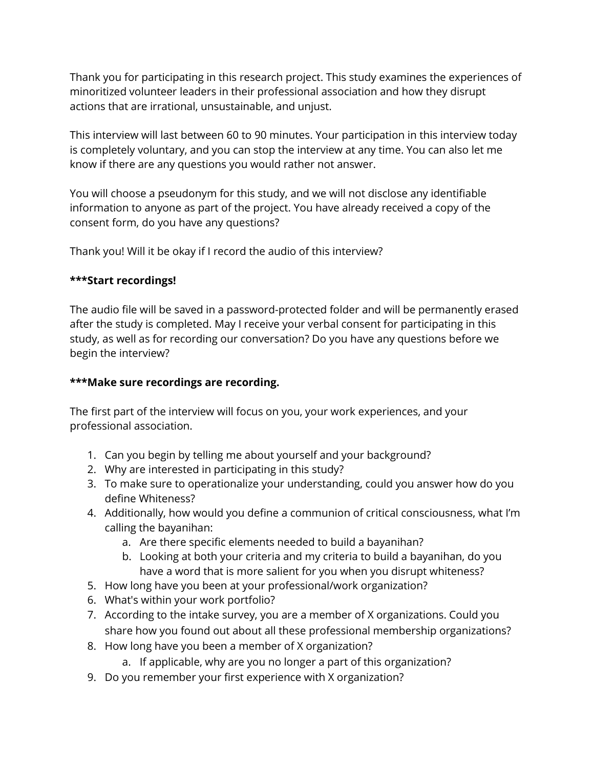Thank you for participating in this research project. This study examines the experiences of minoritized volunteer leaders in their professional association and how they disrupt actions that are irrational, unsustainable, and unjust.

This interview will last between 60 to 90 minutes. Your participation in this interview today is completely voluntary, and you can stop the interview at any time. You can also let me know if there are any questions you would rather not answer.

You will choose a pseudonym for this study, and we will not disclose any identifiable information to anyone as part of the project. You have already received a copy of the consent form, do you have any questions?

Thank you! Will it be okay if I record the audio of this interview?

**\*\*\*Start recordings!**

The audio file will be saved in a password-protected folder and will be permanently erased after the study is completed. May I receive your verbal consent for participating in this study, as well as for recording our conversation? Do you have any questions before we begin the interview?

**\*\*\*Make sure recordings are recording.**

The first part of the interview will focus on you, your work experiences, and your professional association.

1. Can you begin by telling me about yourself and your background?
2. Why are interested in participating in this study?
3. To make sure to operationalize your understanding, could you answer how do you define Whiteness?
4. Additionally, how would you define a communion of critical consciousness, what I'm calling the bayanihan:
    a. Are there specific elements needed to build a bayanihan?
    b. Looking at both your criteria and my criteria to build a bayanihan, do you have a word that is more salient for you when you disrupt whiteness?
5. How long have you been at your professional/work organization?
6. What's within your work portfolio?
7. According to the intake survey, you are a member of X organizations. Could you share how you found out about all these professional membership organizations?
8. How long have you been a member of X organization?
    a. If applicable, why are you no longer a part of this organization?
9. Do you remember your first experience with X organization?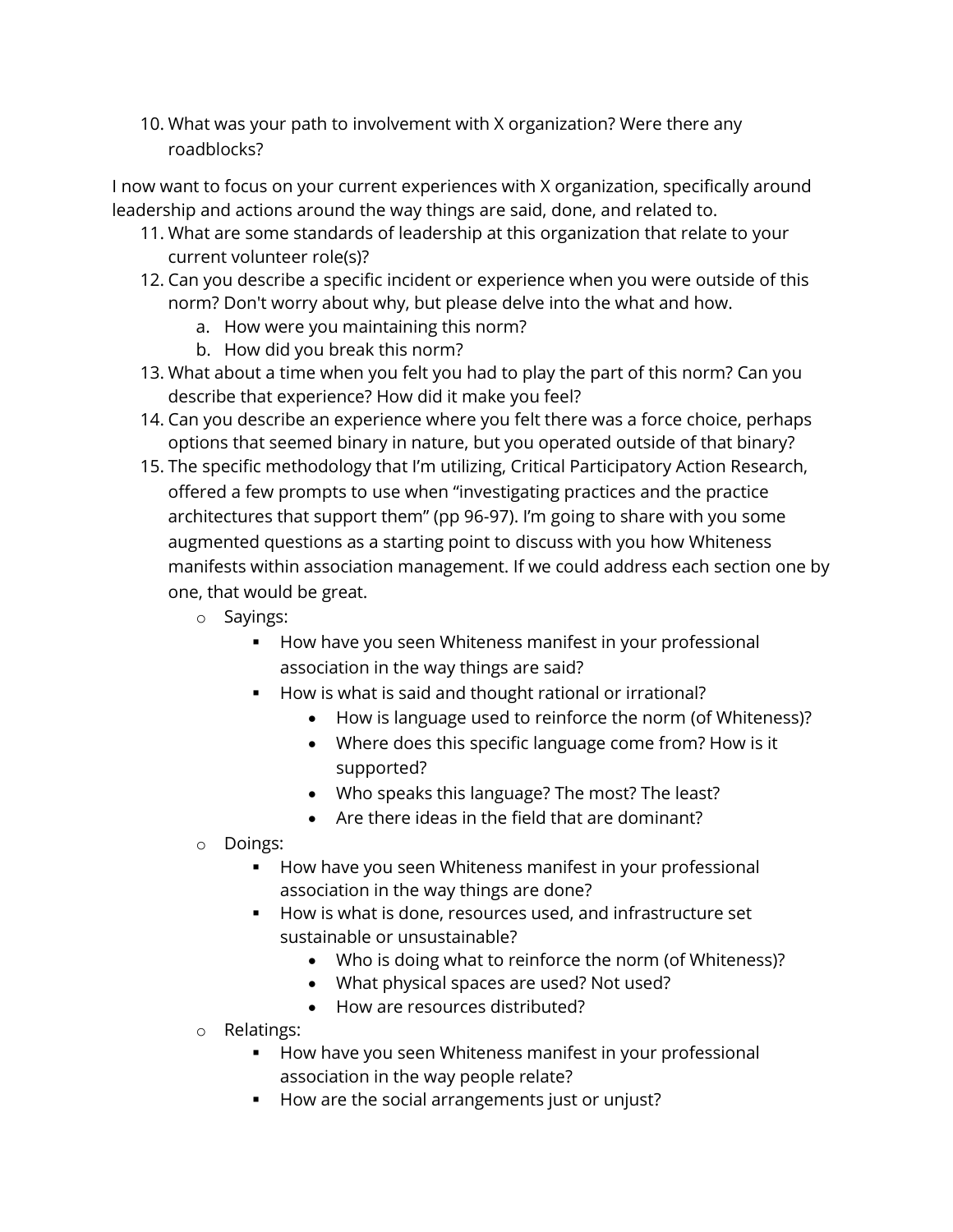10. What was your path to involvement with X organization? Were there any roadblocks?

I now want to focus on your current experiences with X organization, specifically around leadership and actions around the way things are said, done, and related to.

11. What are some standards of leadership at this organization that relate to your current volunteer role(s)?
12. Can you describe a specific incident or experience when you were outside of this norm? Don't worry about why, but please delve into the what and how.
    a. How were you maintaining this norm?
    b. How did you break this norm?
13. What about a time when you felt you had to play the part of this norm? Can you describe that experience? How did it make you feel?
14. Can you describe an experience where you felt there was a force choice, perhaps options that seemed binary in nature, but you operated outside of that binary?
15. The specific methodology that I'm utilizing, Critical Participatory Action Research, offered a few prompts to use when "investigating practices and the practice architectures that support them" (pp 96-97). I'm going to share with you some augmented questions as a starting point to discuss with you how Whiteness manifests within association management. If we could address each section one by one, that would be great.
    - Sayings:
        - How have you seen Whiteness manifest in your professional association in the way things are said?
        - How is what is said and thought rational or irrational?
            - How is language used to reinforce the norm (of Whiteness)?
            - Where does this specific language come from? How is it supported?
            - Who speaks this language? The most? The least?
            - Are there ideas in the field that are dominant?
    - Doings:
        - How have you seen Whiteness manifest in your professional association in the way things are done?
        - How is what is done, resources used, and infrastructure set sustainable or unsustainable?
            - Who is doing what to reinforce the norm (of Whiteness)?
            - What physical spaces are used? Not used?
            - How are resources distributed?
    - Relatings:
        - How have you seen Whiteness manifest in your professional association in the way people relate?
        - How are the social arrangements just or unjust?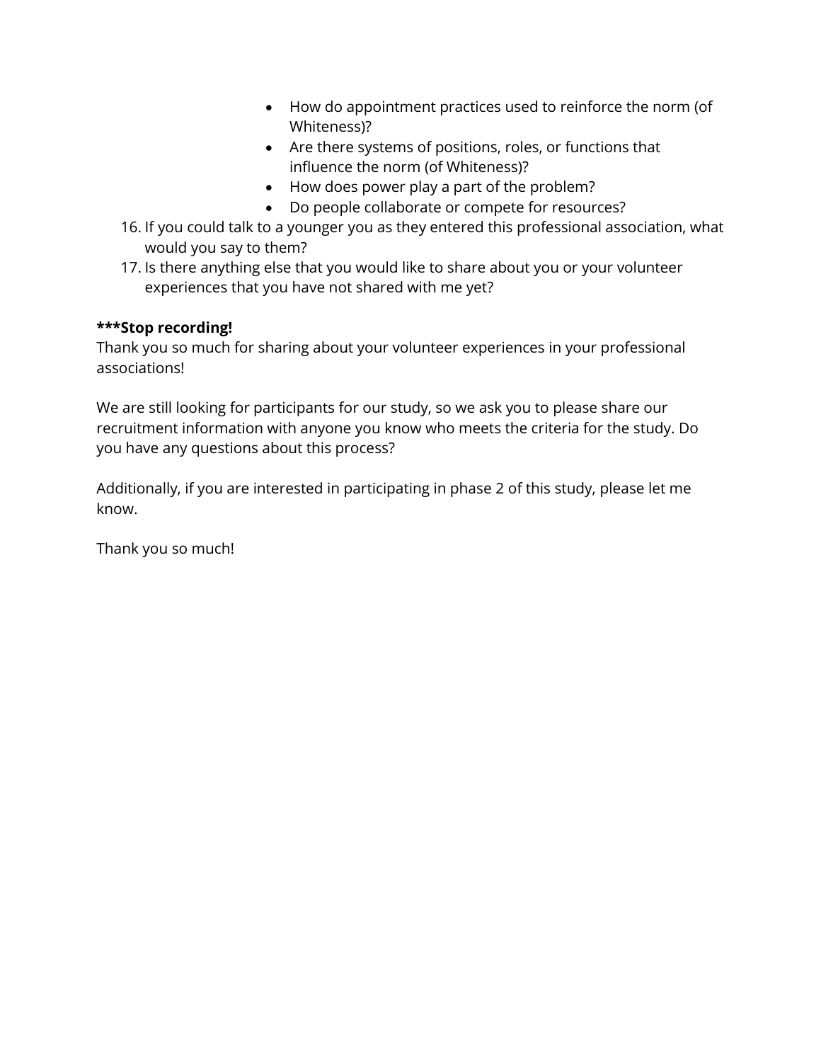- How do appointment practices used to reinforce the norm (of Whiteness)?
    - Are there systems of positions, roles, or functions that influence the norm (of Whiteness)?
    - How does power play a part of the problem?
    - Do people collaborate or compete for resources?

16. If you could talk to a younger you as they entered this professional association, what would you say to them?
17. Is there anything else that you would like to share about you or your volunteer experiences that you have not shared with me yet?

**\*\*\*Stop recording!**

Thank you so much for sharing about your volunteer experiences in your professional associations!

We are still looking for participants for our study, so we ask you to please share our recruitment information with anyone you know who meets the criteria for the study. Do you have any questions about this process?

Additionally, if you are interested in participating in phase 2 of this study, please let me know.

Thank you so much!